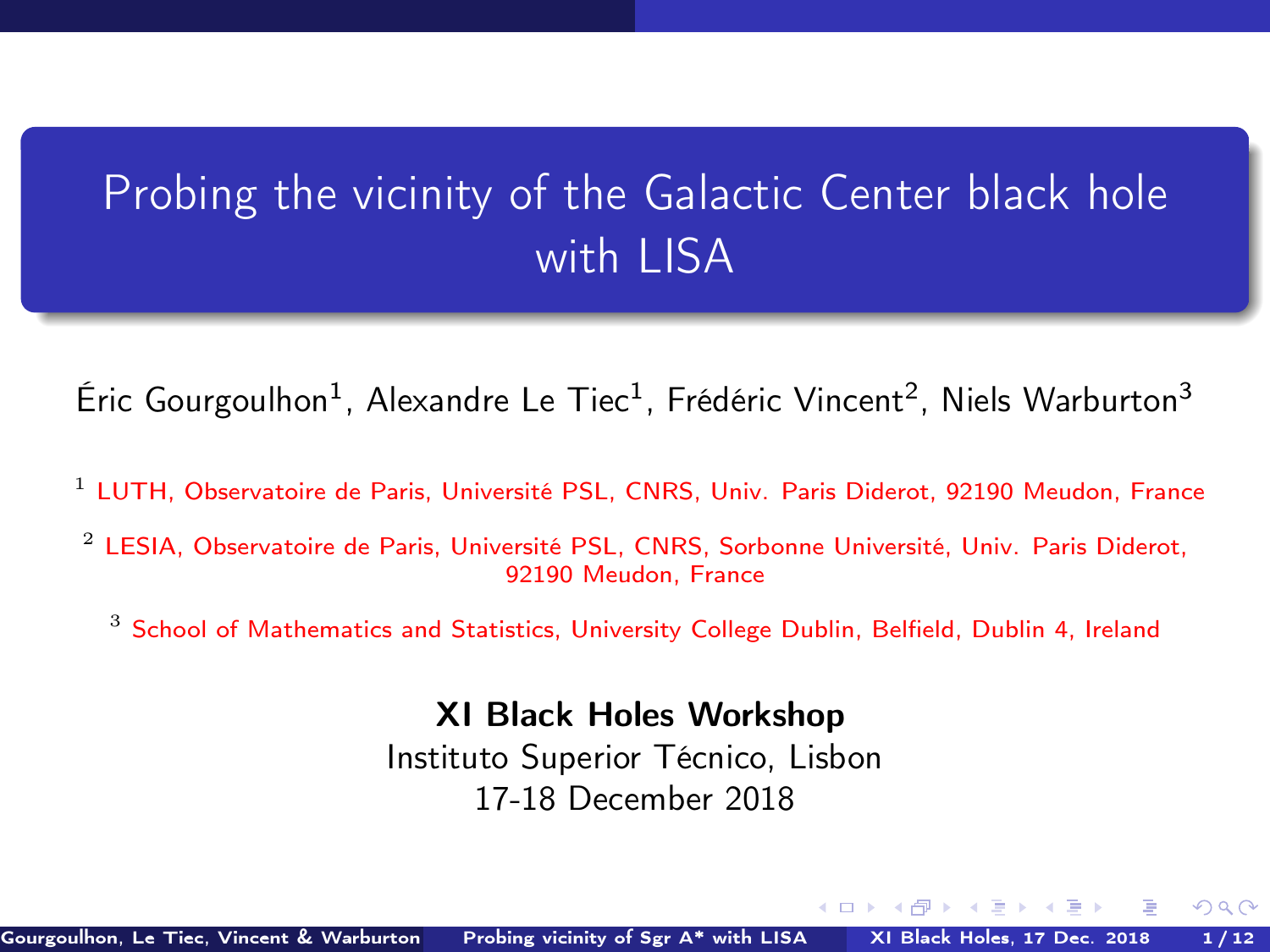# Probing the vicinity of the Galactic Center black hole with LISA

Éric Gourgoulhon[1], Alexandre Le Tiec[1], Frédéric Vincent[2], Niels Warburton[3]

[1] LUTH, Observatoire de Paris, Université PSL, CNRS, Univ. Paris Diderot, 92190 Meudon, France

[2] LESIA, Observatoire de Paris, Université PSL, CNRS, Sorbonne Université, Univ. Paris Diderot, 92190 Meudon, France

[3] School of Mathematics and Statistics, University College Dublin, Belfield, Dublin 4, Ireland

**XI Black Holes Workshop**

Instituto Superior Técnico, Lisbon

17-18 December 2018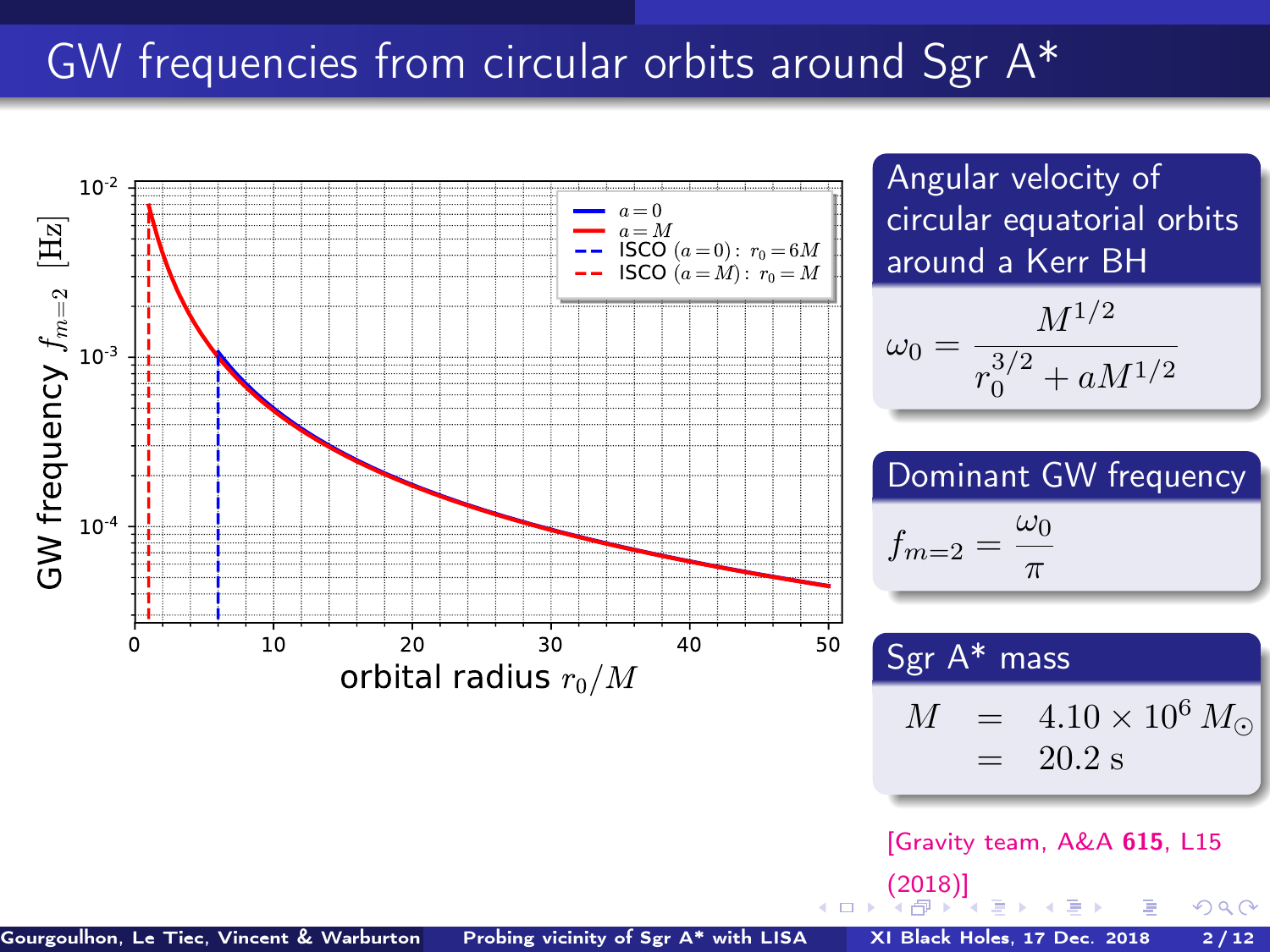# GW frequencies from circular orbits around Sgr A*

### Angular velocity of circular equatorial orbits around a Kerr BH

$$\omega_0 = \frac{M^{1/2}}{r_0^{3/2} + aM^{1/2}}$$

### Dominant GW frequency

$$f_{m=2} = \frac{\omega_0}{\pi}$$

### Sgr A* mass

$$M = 4.10 \times 10^6 \, M_\odot = 20.2 \text{ s}$$

[Gravity team, A&A **615**, L15 (2018)]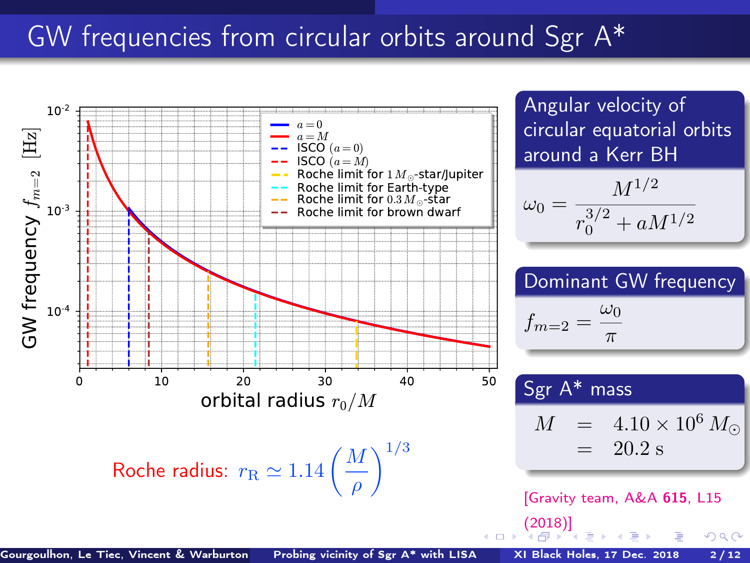# GW frequencies from circular orbits around Sgr A*

**Roche radius:** $r_{\rm R} \simeq 1.14 \left(\frac{M}{\rho}\right)^{1/3}$

### Angular velocity of circular equatorial orbits around a Kerr BH

$$\omega_0 = \frac{M^{1/2}}{r_0^{3/2} + a M^{1/2}}$$

### Dominant GW frequency

$$f_{m=2} = \frac{\omega_0}{\pi}$$

### Sgr A* mass

$$M = 4.10 \times 10^6 \, M_\odot = 20.2 \text{ s}$$

[Gravity team, A&A **615**, L15 (2018)]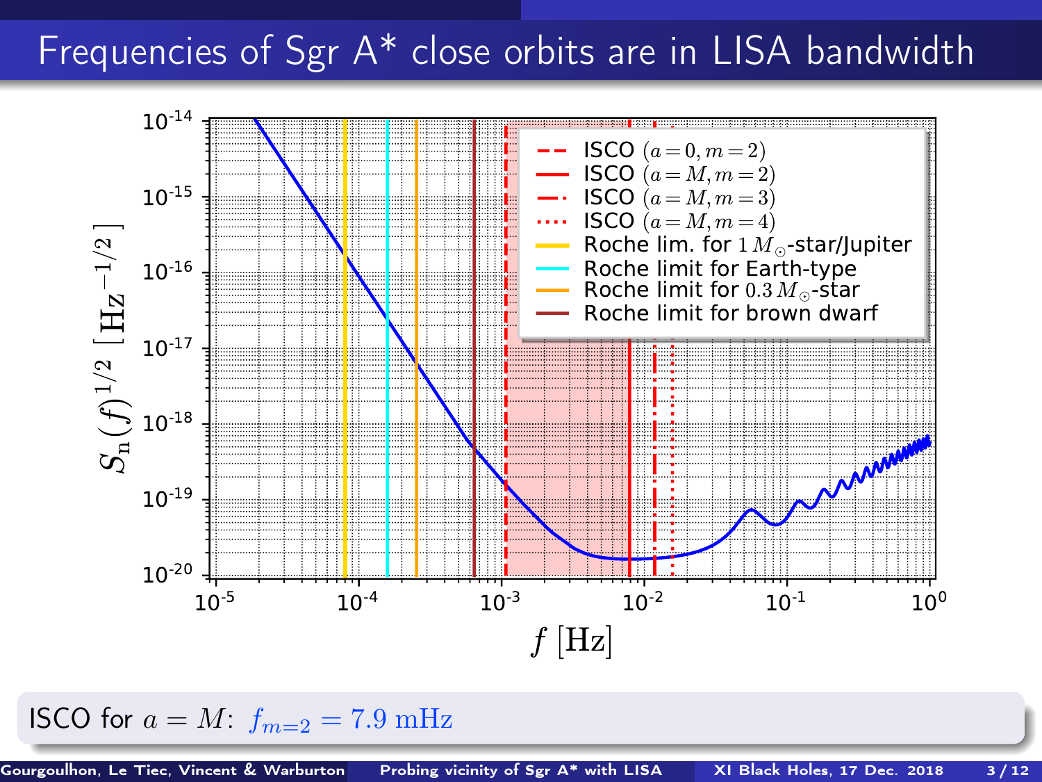# Frequencies of Sgr A* close orbits are in LISA bandwidth

ISCO for $a = M$: $f_{m=2} = 7.9\ \mathrm{mHz}$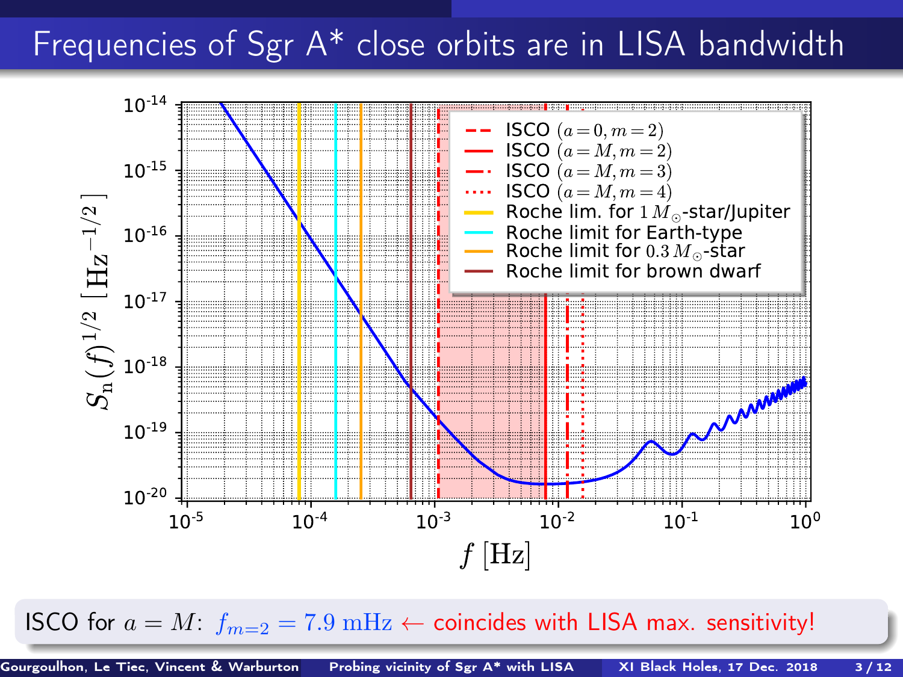# Frequencies of Sgr A* close orbits are in LISA bandwidth

ISCO for $a = M$: $f_{m=2} = 7.9\ \mathrm{mHz}$ ← coincides with LISA max. sensitivity!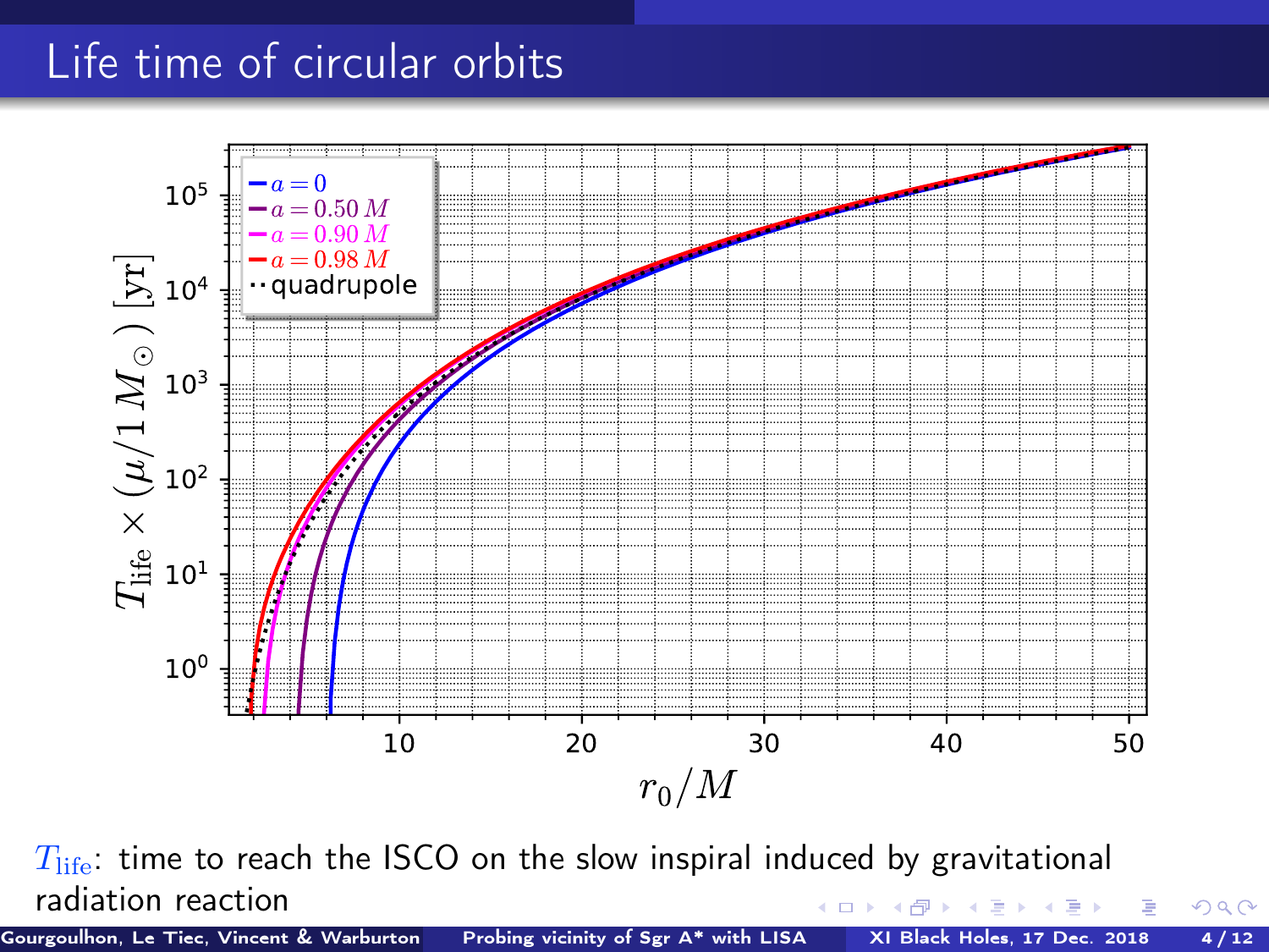# Life time of circular orbits

$T_{\rm life}$: time to reach the ISCO on the slow inspiral induced by gravitational radiation reaction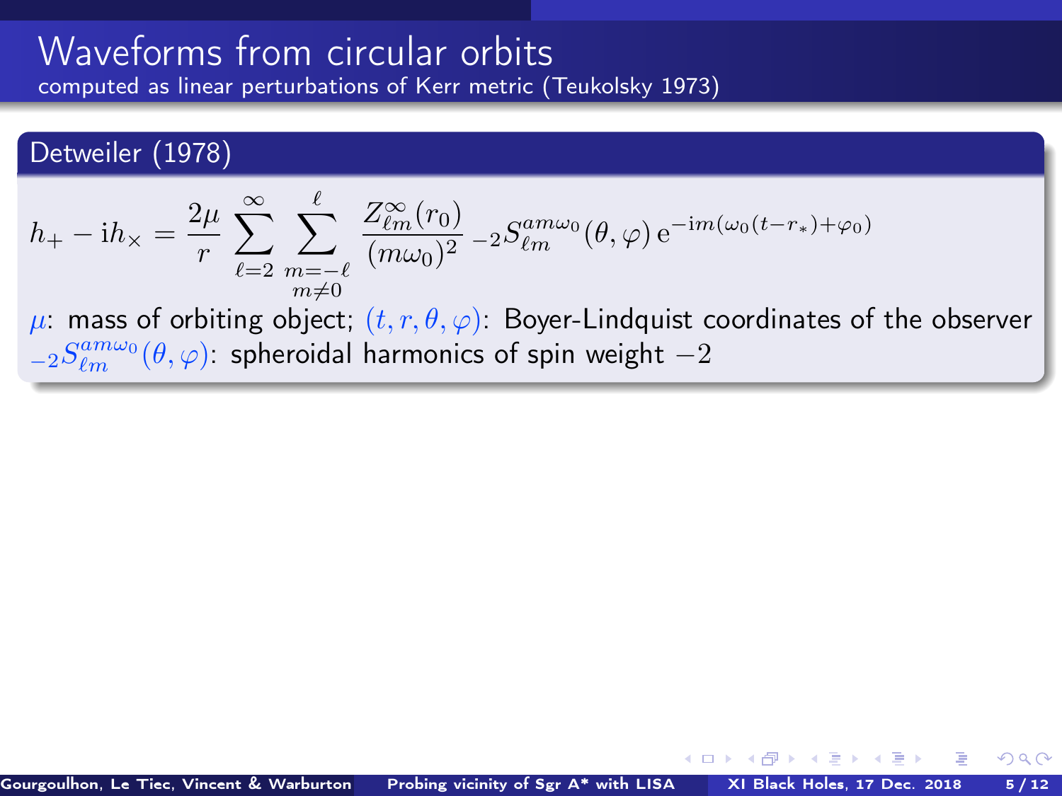# Waveforms from circular orbits

computed as linear perturbations of Kerr metric (Teukolsky 1973)

## Detweiler (1978)

$$h_+ - \mathrm{i}h_\times = \frac{2\mu}{r} \sum_{\ell=2}^{\infty} \sum_{\substack{m=-\ell \\ m\neq 0}}^{\ell} \frac{Z^{\infty}_{\ell m}(r_0)}{(m\omega_0)^2} \, {}_{-2}S^{am\omega_0}_{\ell m}(\theta, \varphi) \, \mathrm{e}^{-\mathrm{i}m(\omega_0(t-r_*)+\varphi_0)}$$

$\mu$: mass of orbiting object; $(t, r, \theta, \varphi)$: Boyer-Lindquist coordinates of the observer
${}_{-2}S^{am\omega_0}_{\ell m}(\theta, \varphi)$: spheroidal harmonics of spin weight $-2$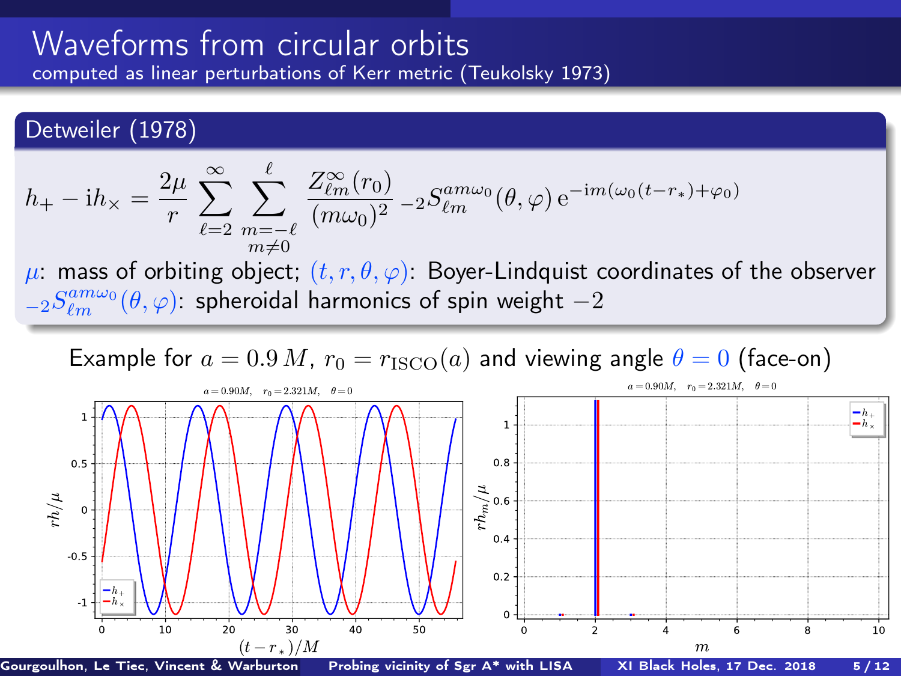# Waveforms from circular orbits

computed as linear perturbations of Kerr metric (Teukolsky 1973)

## Detweiler (1978)

$$h_+ - \mathrm{i}h_\times = \frac{2\mu}{r} \sum_{\ell=2}^{\infty} \sum_{\substack{m=-\ell \\ m\neq 0}}^{\ell} \frac{Z^\infty_{\ell m}(r_0)}{(m\omega_0)^2} \, {}_{-2}S^{am\omega_0}_{\ell m}(\theta,\varphi) \, \mathrm{e}^{-\mathrm{i}m(\omega_0(t-r_*)+\varphi_0)}$$

$\mu$: mass of orbiting object; $(t, r, \theta, \varphi)$: Boyer-Lindquist coordinates of the observer
${}_{-2}S^{am\omega_0}_{\ell m}(\theta,\varphi)$: spheroidal harmonics of spin weight $-2$

Example for $a = 0.9\,M$, $r_0 = r_{\mathrm{ISCO}}(a)$ and viewing angle $\theta = 0$ (face-on)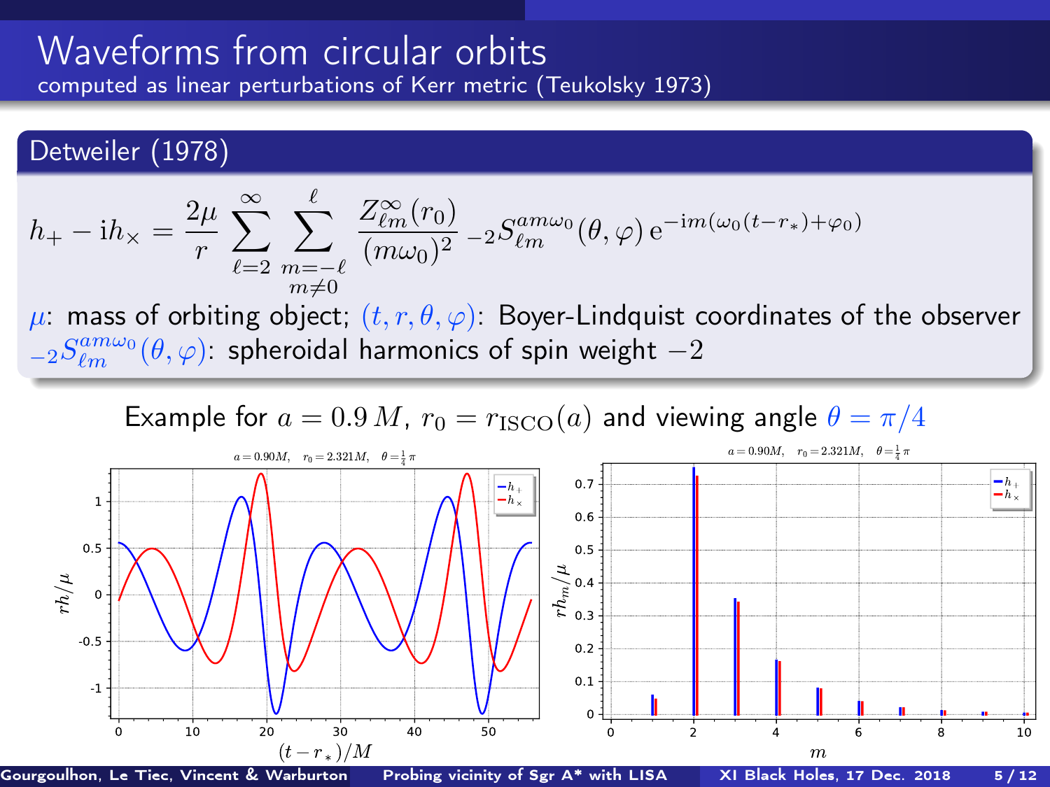# Waveforms from circular orbits

computed as linear perturbations of Kerr metric (Teukolsky 1973)

## Detweiler (1978)

$$h_+ - \mathrm{i}h_\times = \frac{2\mu}{r} \sum_{\ell=2}^{\infty} \sum_{\substack{m=-\ell \\ m\neq 0}}^{\ell} \frac{Z^\infty_{\ell m}(r_0)}{(m\omega_0)^2} \, {}_{-2}S^{am\omega_0}_{\ell m}(\theta,\varphi) \, \mathrm{e}^{-\mathrm{i}m(\omega_0(t-r_*)+\varphi_0)}$$

$\mu$: mass of orbiting object; $(t, r, \theta, \varphi)$: Boyer-Lindquist coordinates of the observer

${}_{-2}S^{am\omega_0}_{\ell m}(\theta,\varphi)$: spheroidal harmonics of spin weight $-2$

Example for $a = 0.9\,M$, $r_0 = r_{\rm ISCO}(a)$ and viewing angle $\theta = \pi/4$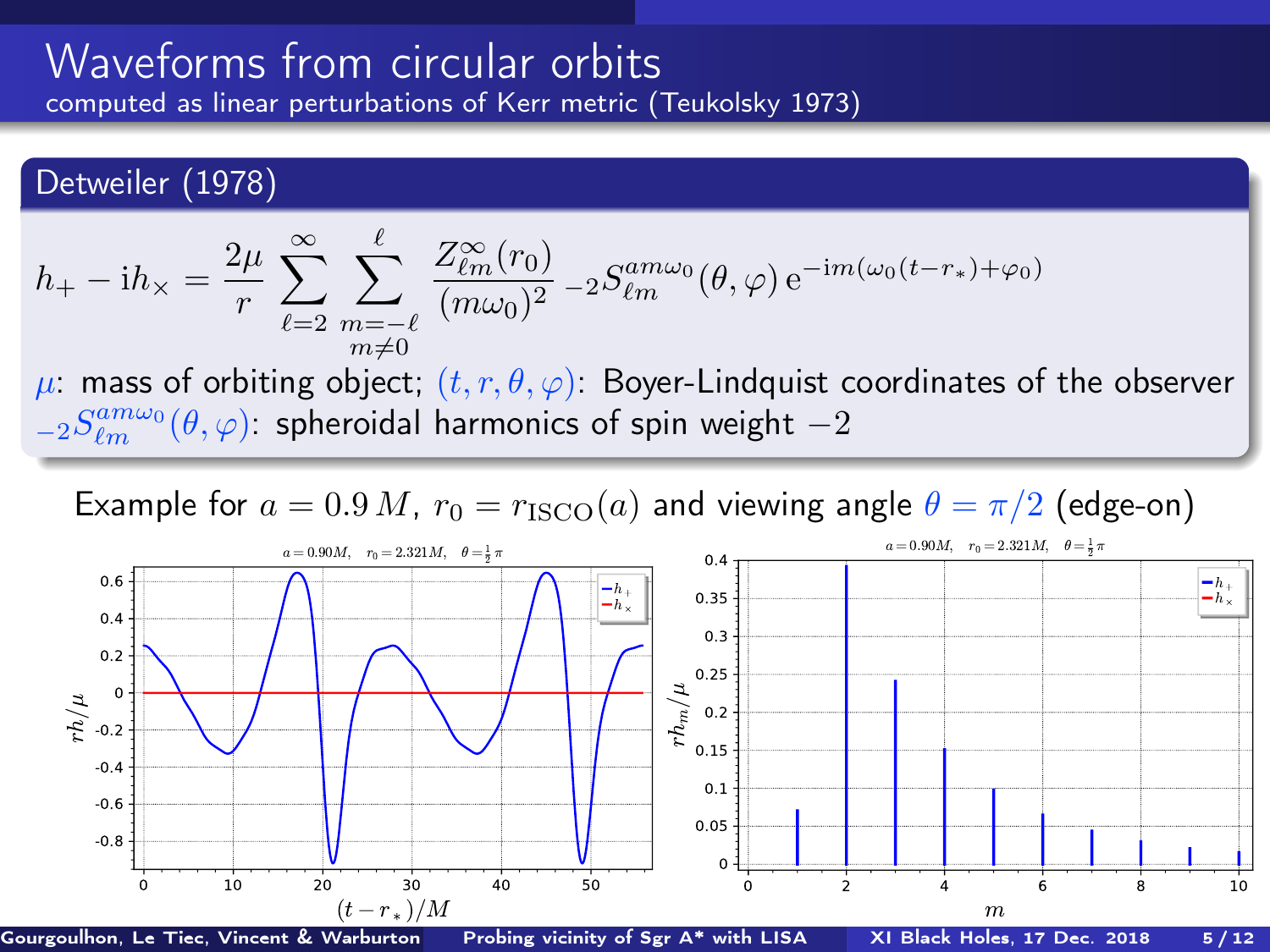# Waveforms from circular orbits

computed as linear perturbations of Kerr metric (Teukolsky 1973)

## Detweiler (1978)

$$h_+ - \mathrm{i}h_\times = \frac{2\mu}{r} \sum_{\ell=2}^{\infty} \sum_{\substack{m=-\ell \\ m\neq 0}}^{\ell} \frac{Z_{\ell m}^{\infty}(r_0)}{(m\omega_0)^2} \, {}_{-2}S_{\ell m}^{am\omega_0}(\theta,\varphi) \, \mathrm{e}^{-\mathrm{i}m(\omega_0(t-r_*)+\varphi_0)}$$

$\mu$: mass of orbiting object; $(t, r, \theta, \varphi)$: Boyer-Lindquist coordinates of the observer
${}_{-2}S_{\ell m}^{am\omega_0}(\theta,\varphi)$: spheroidal harmonics of spin weight $-2$

Example for $a = 0.9\,M$, $r_0 = r_{\rm ISCO}(a)$ and viewing angle $\theta = \pi/2$ (edge-on)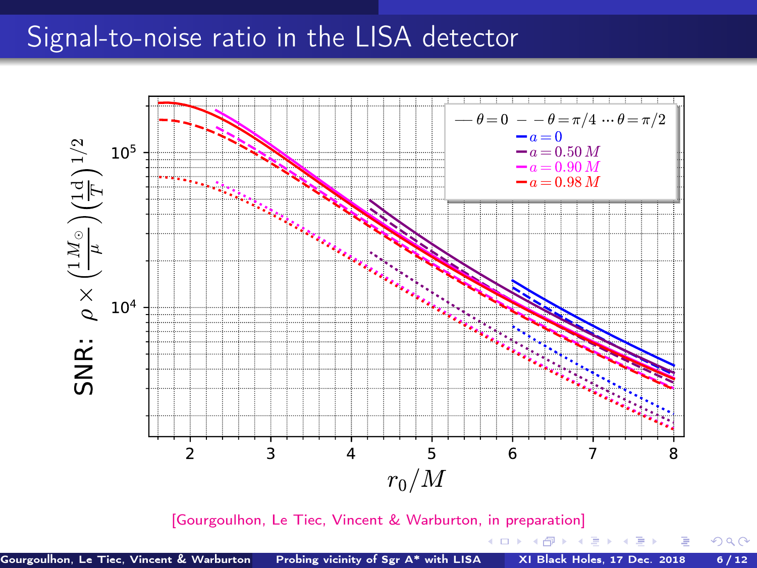# Signal-to-noise ratio in the LISA detector

[Gourgoulhon, Le Tiec, Vincent & Warburton, in preparation]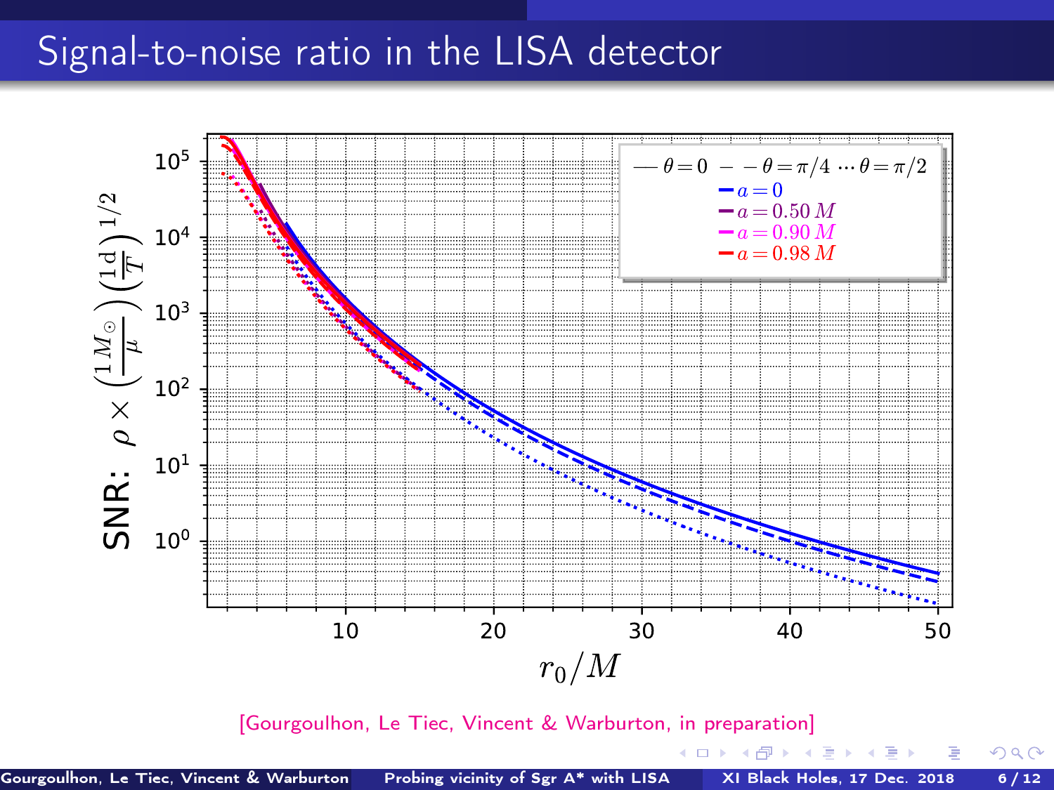# Signal-to-noise ratio in the LISA detector

SNR: $\rho \times \left(\frac{1\,M_\odot}{\mu}\right)\left(\frac{1\,\mathrm{d}}{T}\right)^{1/2}$

$r_0/M$

— $\theta = 0$ – – $\theta = \pi/4$ ··· $\theta = \pi/2$

- $a = 0$
- $a = 0.50\,M$
- $a = 0.90\,M$
- $a = 0.98\,M$

[Gourgoulhon, Le Tiec, Vincent & Warburton, in preparation]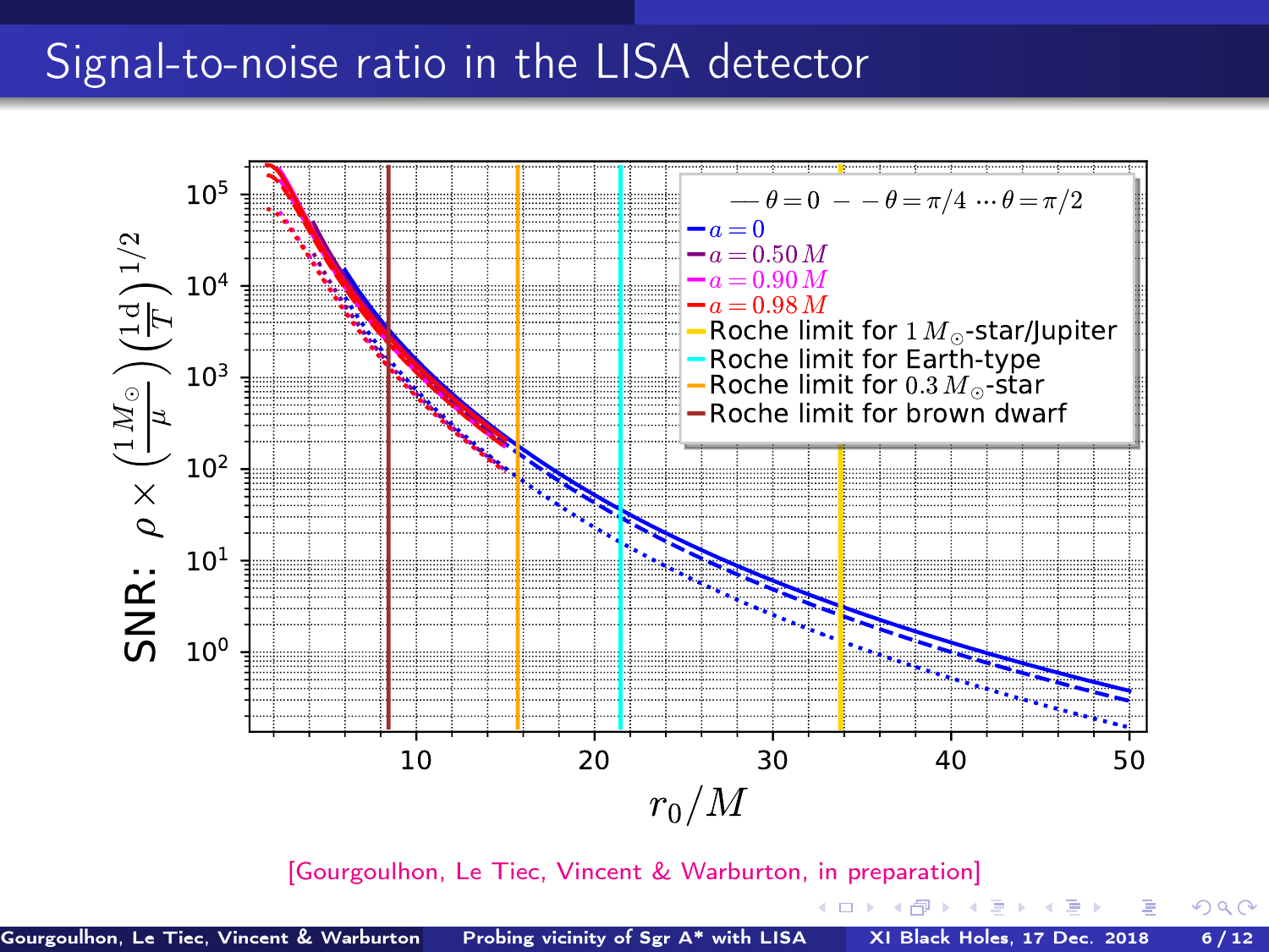# Signal-to-noise ratio in the LISA detector

SNR: $\rho \times \left(\frac{1\,M_\odot}{\mu}\right)\left(\frac{1\,\mathrm{d}}{T}\right)^{1/2}$

$r_0/M$

— $\theta = 0$ – – $\theta = \pi/4$ ··· $\theta = \pi/2$

- $a = 0$
- $a = 0.50\,M$
- $a = 0.90\,M$
- $a = 0.98\,M$
- Roche limit for $1\,M_\odot$-star/Jupiter
- Roche limit for Earth-type
- Roche limit for $0.3\,M_\odot$-star
- Roche limit for brown dwarf

[Gourgoulhon, Le Tiec, Vincent & Warburton, in preparation]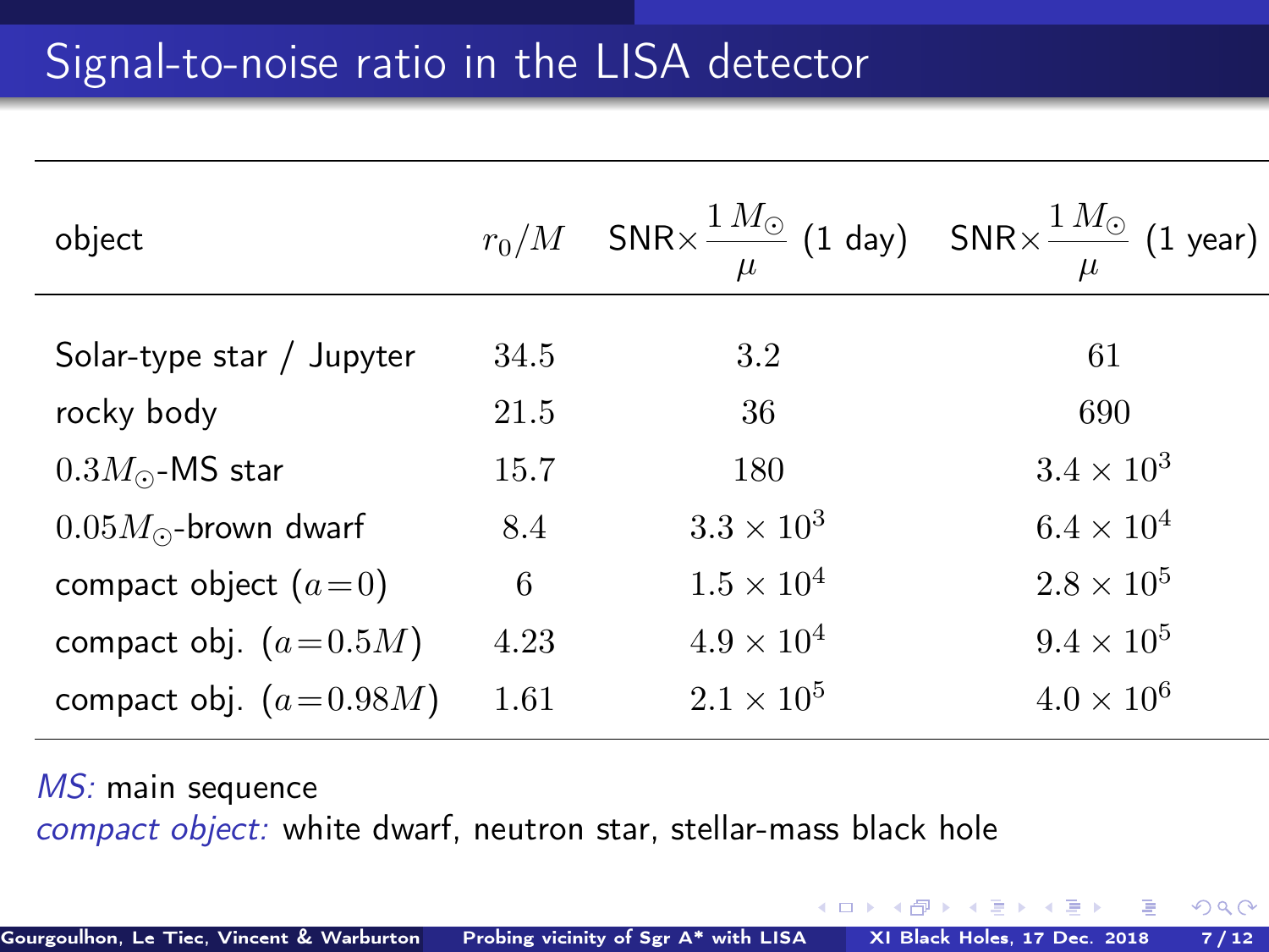# Signal-to-noise ratio in the LISA detector

| object | $r_0/M$ | SNR$\times\frac{1\,M_\odot}{\mu}$ (1 day) | SNR$\times\frac{1\,M_\odot}{\mu}$ (1 year) |
|---|---|---|---|
| Solar-type star / Jupyter | 34.5 | 3.2 | 61 |
| rocky body | 21.5 | 36 | 690 |
| $0.3M_\odot$-MS star | 15.7 | 180 | $3.4 \times 10^3$ |
| $0.05M_\odot$-brown dwarf | 8.4 | $3.3 \times 10^3$ | $6.4 \times 10^4$ |
| compact object ($a\!=\!0$) | 6 | $1.5 \times 10^4$ | $2.8 \times 10^5$ |
| compact obj. ($a\!=\!0.5M$) | 4.23 | $4.9 \times 10^4$ | $9.4 \times 10^5$ |
| compact obj. ($a\!=\!0.98M$) | 1.61 | $2.1 \times 10^5$ | $4.0 \times 10^6$ |

*MS:* main sequence

*compact object:* white dwarf, neutron star, stellar-mass black hole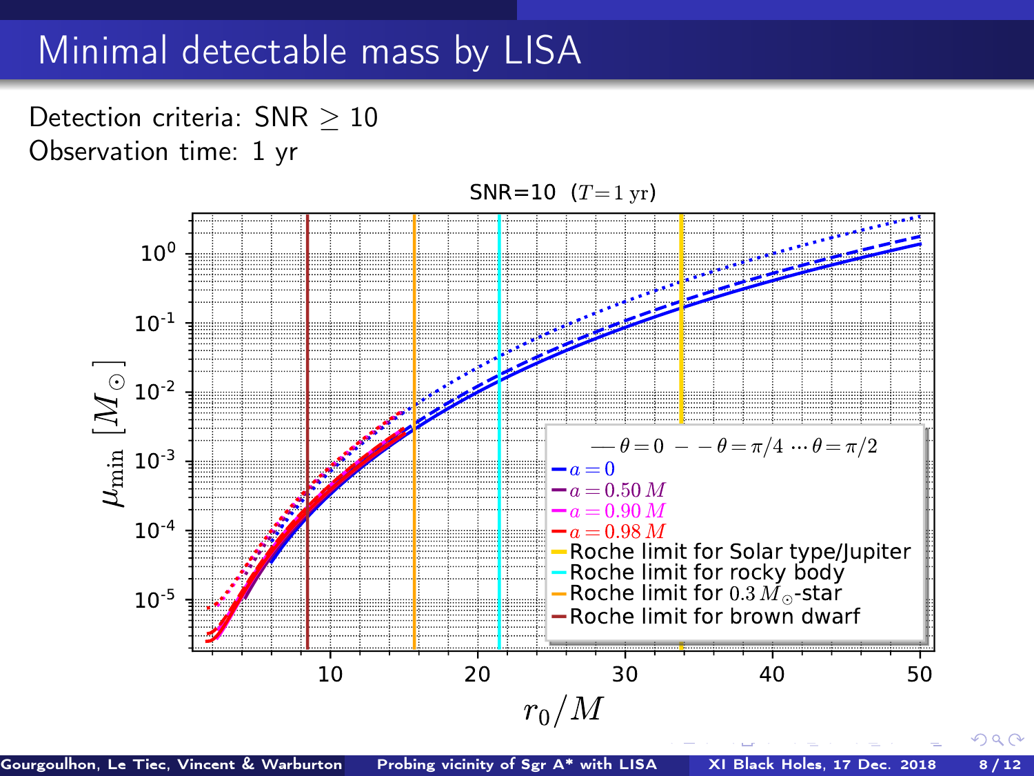# Minimal detectable mass by LISA

Detection criteria: SNR $\geq 10$

Observation time: 1 yr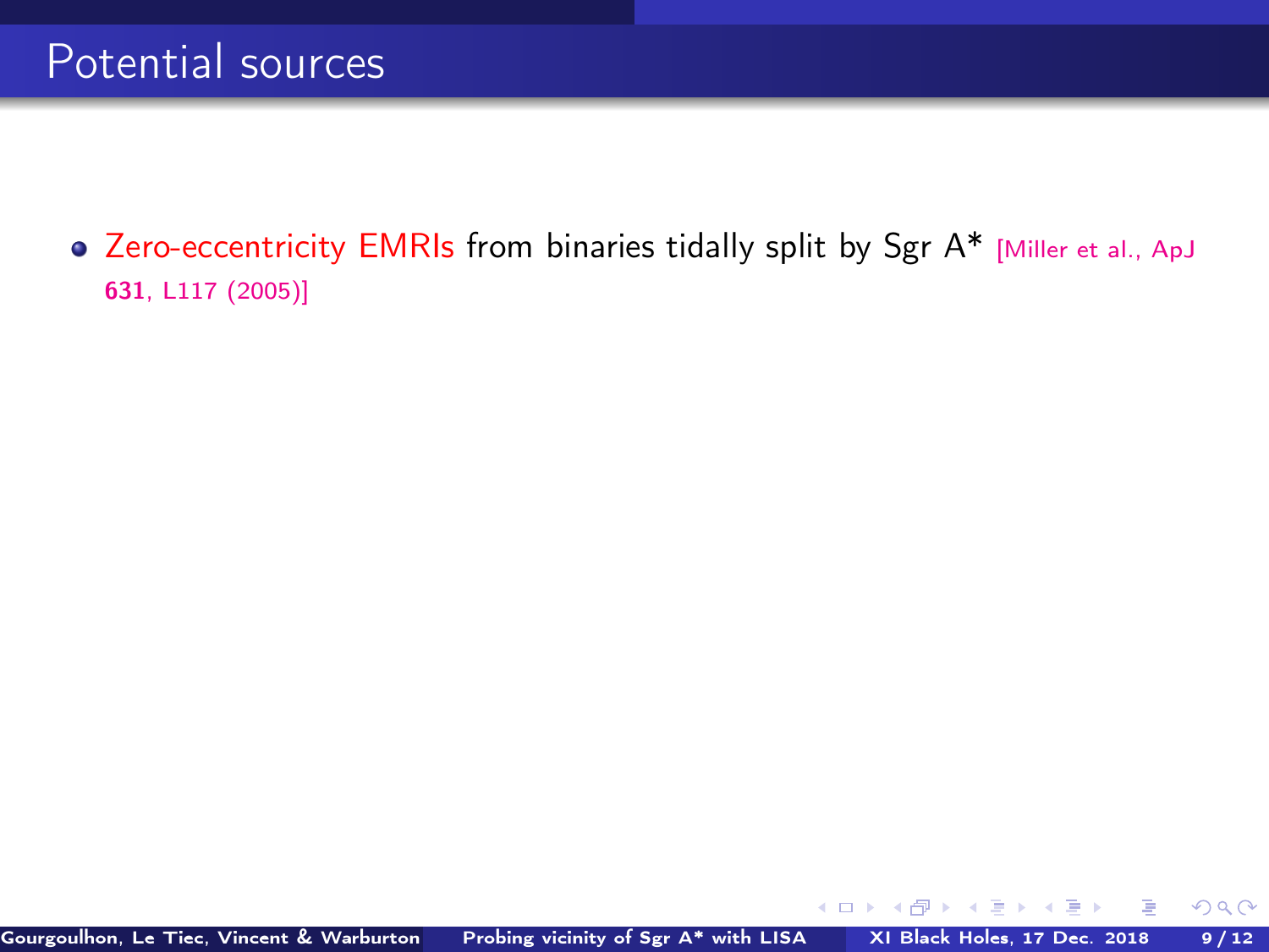# Potential sources

- Zero-eccentricity EMRIs from binaries tidally split by Sgr A* [Miller et al., ApJ **631**, L117 (2005)]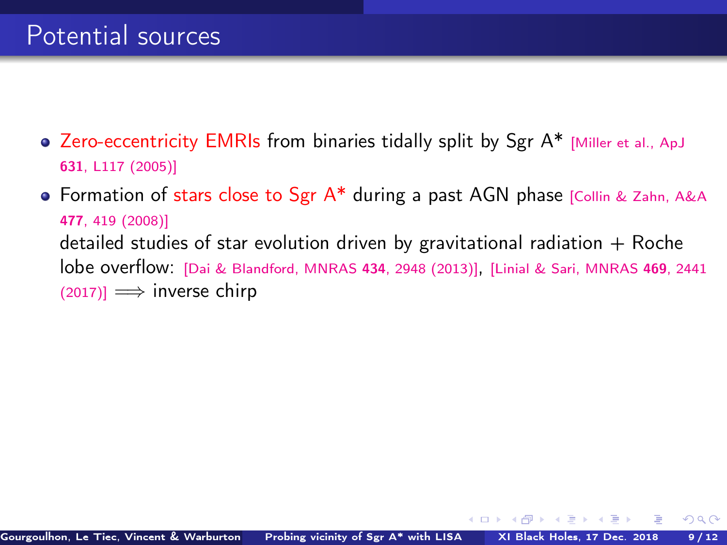# Potential sources

- Zero-eccentricity EMRIs from binaries tidally split by Sgr A* [Miller et al., ApJ **631**, L117 (2005)]
- Formation of stars close to Sgr A* during a past AGN phase [Collin & Zahn, A&A **477**, 419 (2008)]
  detailed studies of star evolution driven by gravitational radiation + Roche lobe overflow: [Dai & Blandford, MNRAS **434**, 2948 (2013)], [Linial & Sari, MNRAS **469**, 2441 (2017)] $\Longrightarrow$ inverse chirp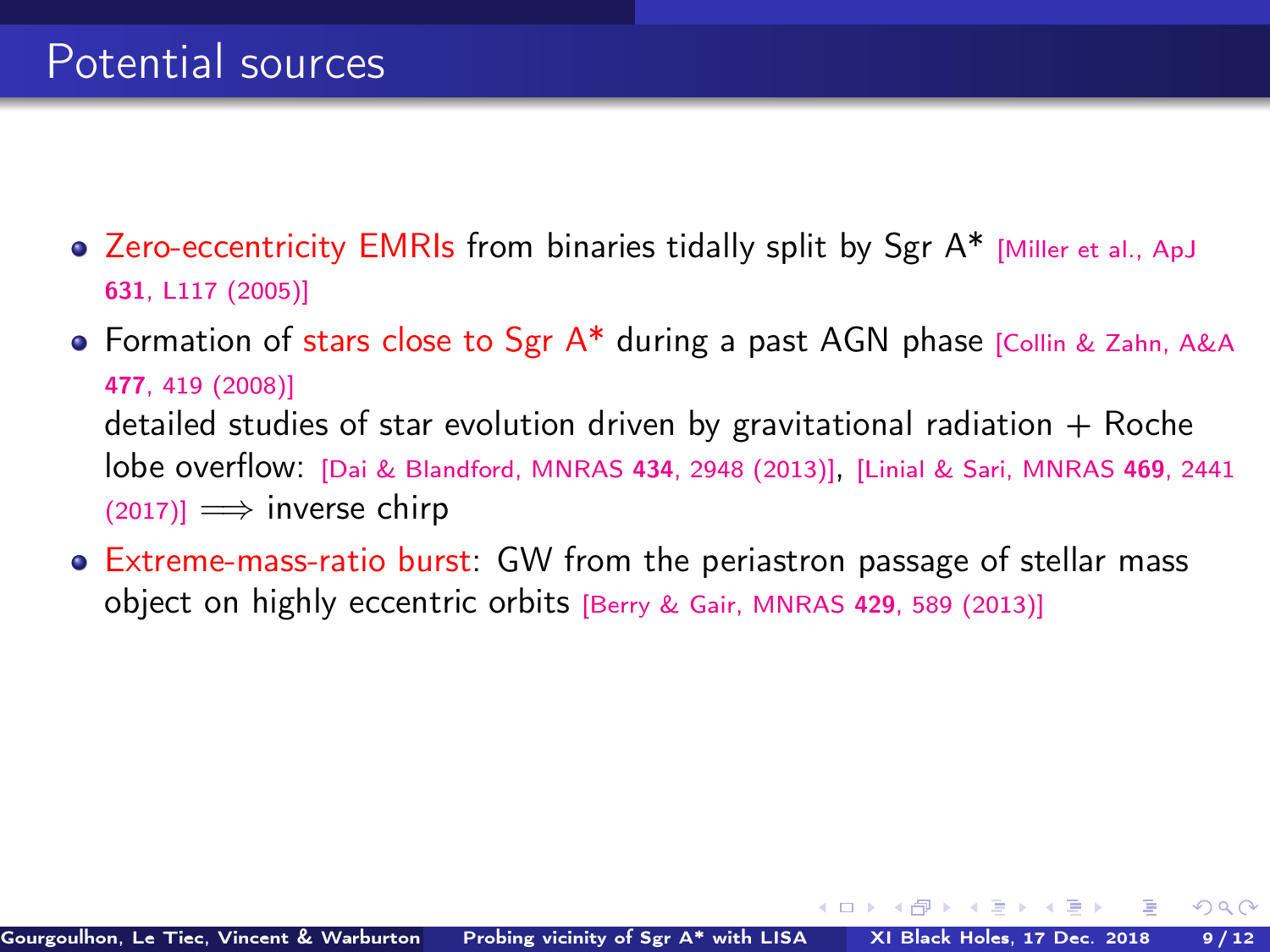# Potential sources

- Zero-eccentricity EMRIs from binaries tidally split by Sgr A* [Miller et al., ApJ **631**, L117 (2005)]
- Formation of stars close to Sgr A* during a past AGN phase [Collin & Zahn, A&A **477**, 419 (2008)]
  detailed studies of star evolution driven by gravitational radiation + Roche lobe overflow: [Dai & Blandford, MNRAS **434**, 2948 (2013)], [Linial & Sari, MNRAS **469**, 2441 (2017)] $\Longrightarrow$ inverse chirp
- Extreme-mass-ratio burst: GW from the periastron passage of stellar mass object on highly eccentric orbits [Berry & Gair, MNRAS **429**, 589 (2013)]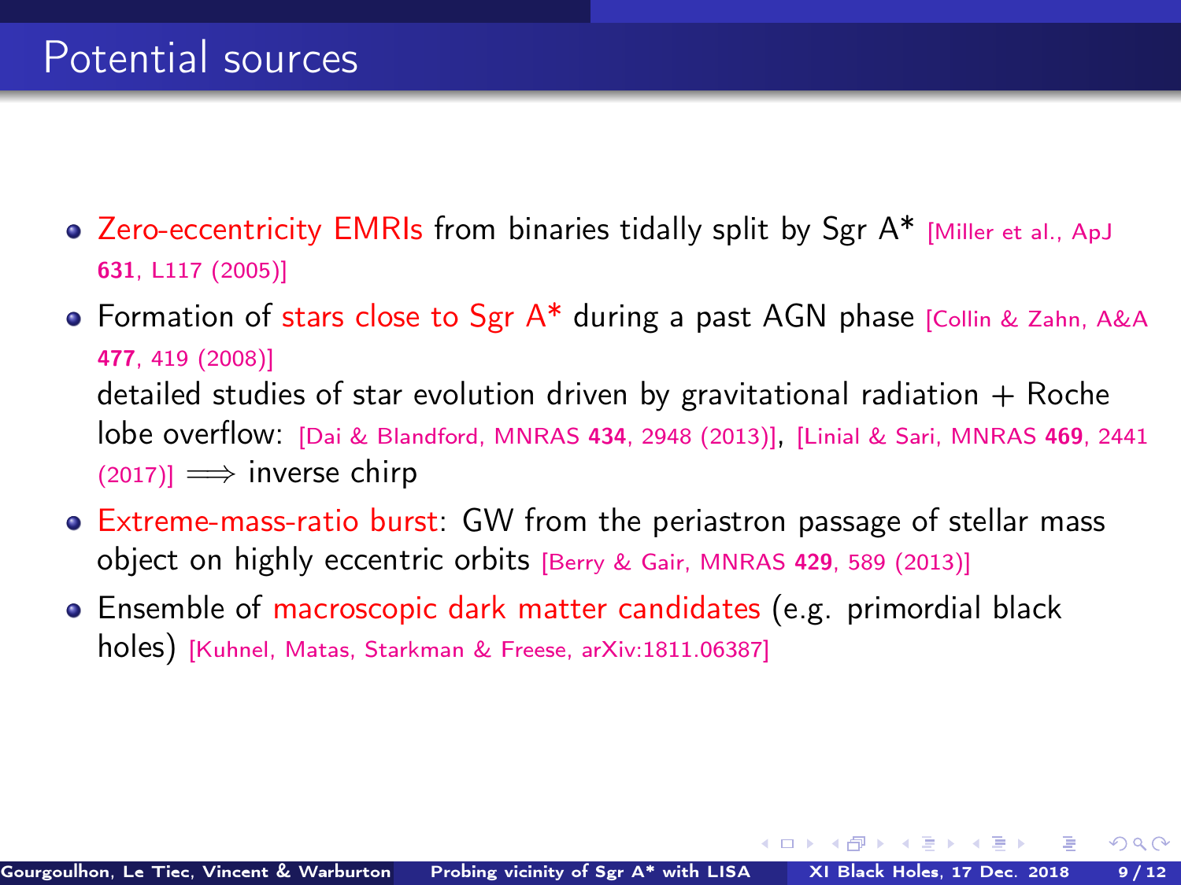# Potential sources

- Zero-eccentricity EMRIs from binaries tidally split by Sgr A* [Miller et al., ApJ **631**, L117 (2005)]
- Formation of stars close to Sgr A* during a past AGN phase [Collin & Zahn, A&A **477**, 419 (2008)]
  detailed studies of star evolution driven by gravitational radiation + Roche lobe overflow: [Dai & Blandford, MNRAS **434**, 2948 (2013)], [Linial & Sari, MNRAS **469**, 2441 (2017)] $\Longrightarrow$ inverse chirp
- Extreme-mass-ratio burst: GW from the periastron passage of stellar mass object on highly eccentric orbits [Berry & Gair, MNRAS **429**, 589 (2013)]
- Ensemble of macroscopic dark matter candidates (e.g. primordial black holes) [Kuhnel, Matas, Starkman & Freese, arXiv:1811.06387]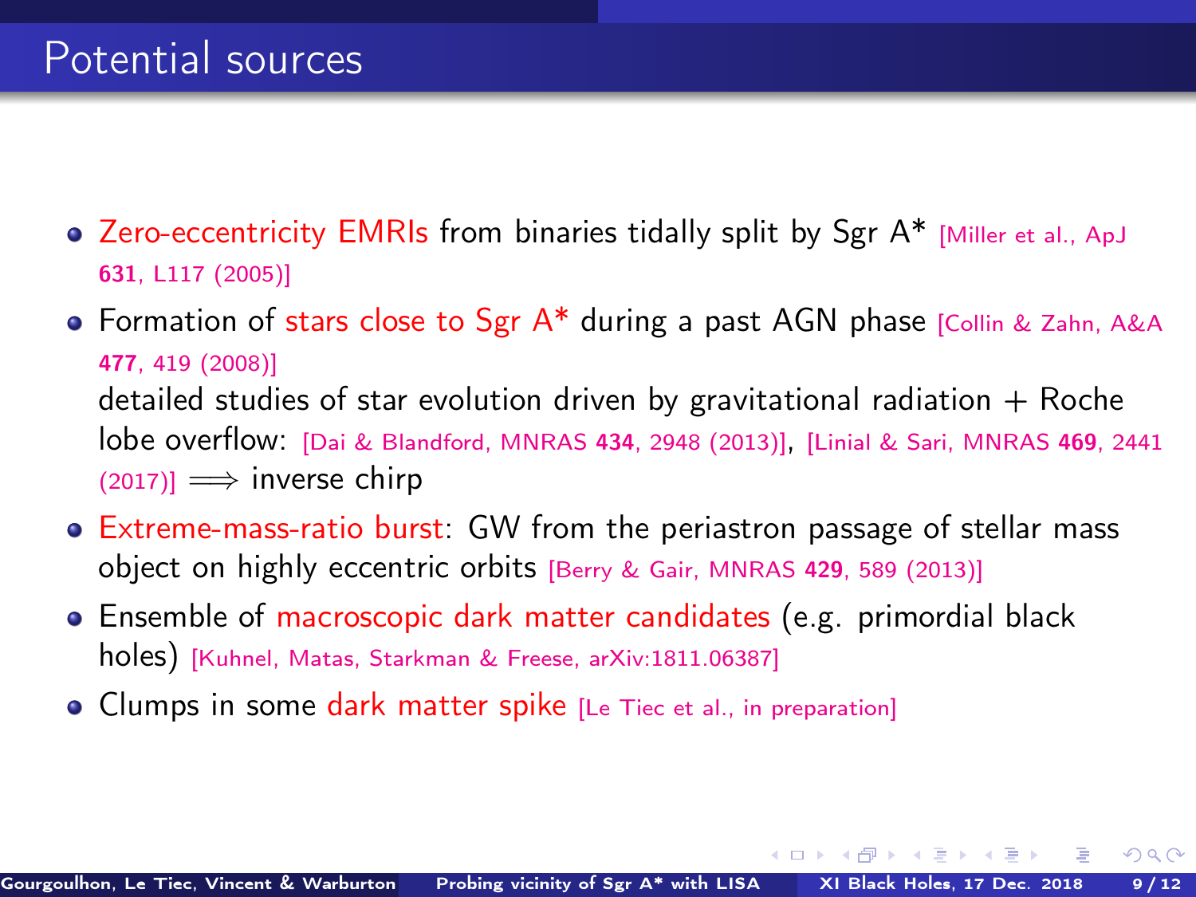# Potential sources

- Zero-eccentricity EMRIs from binaries tidally split by Sgr A* [Miller et al., ApJ **631**, L117 (2005)]
- Formation of stars close to Sgr A* during a past AGN phase [Collin & Zahn, A&A **477**, 419 (2008)]
  detailed studies of star evolution driven by gravitational radiation + Roche lobe overflow: [Dai & Blandford, MNRAS **434**, 2948 (2013)], [Linial & Sari, MNRAS **469**, 2441 (2017)] $\Longrightarrow$ inverse chirp
- Extreme-mass-ratio burst: GW from the periastron passage of stellar mass object on highly eccentric orbits [Berry & Gair, MNRAS **429**, 589 (2013)]
- Ensemble of macroscopic dark matter candidates (e.g. primordial black holes) [Kuhnel, Matas, Starkman & Freese, arXiv:1811.06387]
- Clumps in some dark matter spike [Le Tiec et al., in preparation]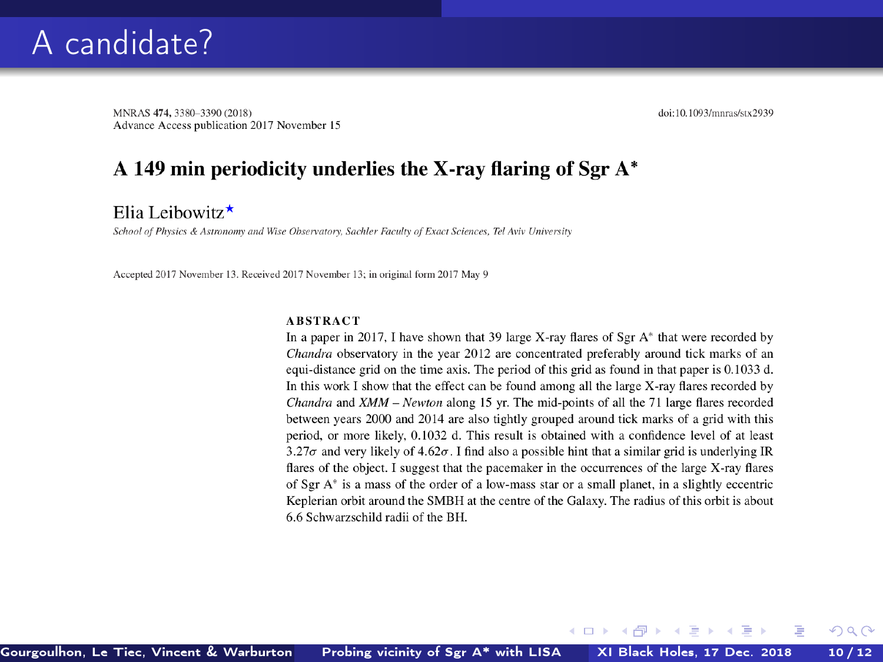# A candidate?

MNRAS **474**, 3380–3390 (2018)
Advance Access publication 2017 November 15

doi:10.1093/mnras/stx2939

## A 149 min periodicity underlies the X-ray flaring of Sgr A*

Elia Leibowitz★

*School of Physics & Astronomy and Wise Observatory, Sachler Faculty of Exact Sciences, Tel Aviv University*

Accepted 2017 November 13. Received 2017 November 13; in original form 2017 May 9

**ABSTRACT**

In a paper in 2017, I have shown that 39 large X-ray flares of Sgr A* that were recorded by *Chandra* observatory in the year 2012 are concentrated preferably around tick marks of an equi-distance grid on the time axis. The period of this grid as found in that paper is 0.1033 d. In this work I show that the effect can be found among all the large X-ray flares recorded by *Chandra* and *XMM – Newton* along 15 yr. The mid-points of all the 71 large flares recorded between years 2000 and 2014 are also tightly grouped around tick marks of a grid with this period, or more likely, 0.1032 d. This result is obtained with a confidence level of at least $3.27\sigma$ and very likely of $4.62\sigma$. I find also a possible hint that a similar grid is underlying IR flares of the object. I suggest that the pacemaker in the occurrences of the large X-ray flares of Sgr A* is a mass of the order of a low-mass star or a small planet, in a slightly eccentric Keplerian orbit around the SMBH at the centre of the Galaxy. The radius of this orbit is about 6.6 Schwarzschild radii of the BH.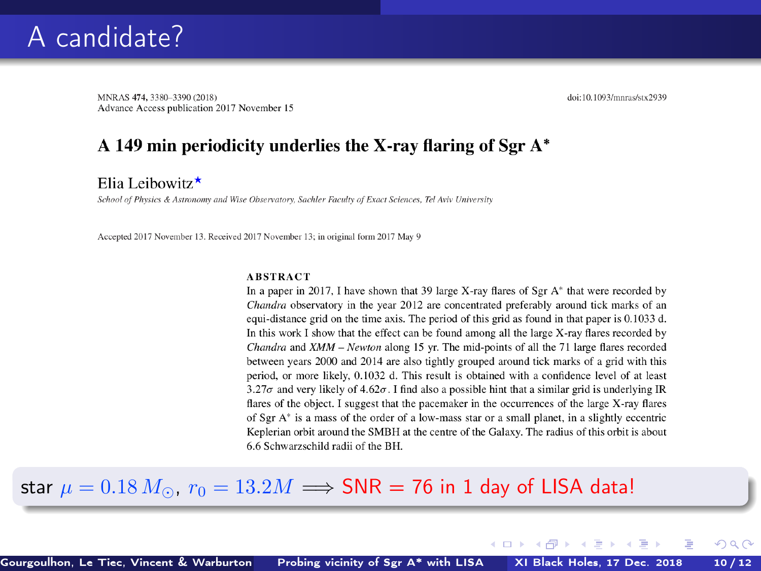# A candidate?

MNRAS **474,** 3380–3390 (2018)
Advance Access publication 2017 November 15

doi:10.1093/mnras/stx2939

## A 149 min periodicity underlies the X-ray flaring of Sgr A*

Elia Leibowitz★

*School of Physics & Astronomy and Wise Observatory, Sachler Faculty of Exact Sciences, Tel Aviv University*

Accepted 2017 November 13. Received 2017 November 13; in original form 2017 May 9

**ABSTRACT**

In a paper in 2017, I have shown that 39 large X-ray flares of Sgr A* that were recorded by *Chandra* observatory in the year 2012 are concentrated preferably around tick marks of an equi-distance grid on the time axis. The period of this grid as found in that paper is 0.1033 d. In this work I show that the effect can be found among all the large X-ray flares recorded by *Chandra* and *XMM – Newton* along 15 yr. The mid-points of all the 71 large flares recorded between years 2000 and 2014 are also tightly grouped around tick marks of a grid with this period, or more likely, 0.1032 d. This result is obtained with a confidence level of at least $3.27\sigma$ and very likely of $4.62\sigma$. I find also a possible hint that a similar grid is underlying IR flares of the object. I suggest that the pacemaker in the occurrences of the large X-ray flares of Sgr A* is a mass of the order of a low-mass star or a small planet, in a slightly eccentric Keplerian orbit around the SMBH at the centre of the Galaxy. The radius of this orbit is about 6.6 Schwarzschild radii of the BH.

star $\mu = 0.18\, M_\odot$, $r_0 = 13.2M \implies$ SNR = 76 in 1 day of LISA data!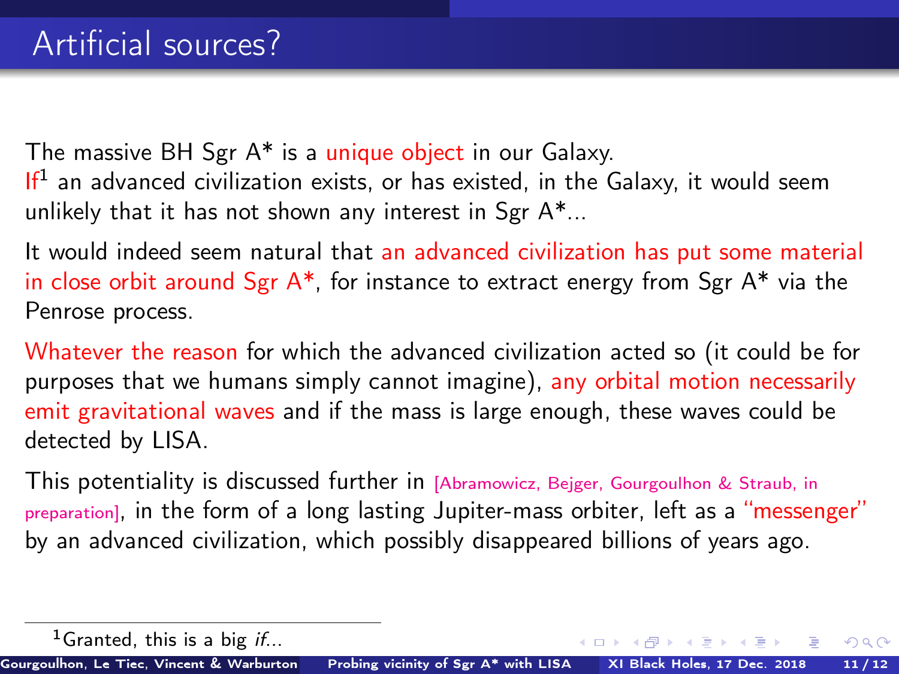# Artificial sources?

The massive BH Sgr A* is a unique object in our Galaxy.
If[1] an advanced civilization exists, or has existed, in the Galaxy, it would seem unlikely that it has not shown any interest in Sgr A*...

It would indeed seem natural that an advanced civilization has put some material in close orbit around Sgr A*, for instance to extract energy from Sgr A* via the Penrose process.

Whatever the reason for which the advanced civilization acted so (it could be for purposes that we humans simply cannot imagine), any orbital motion necessarily emit gravitational waves and if the mass is large enough, these waves could be detected by LISA.

This potentiality is discussed further in [Abramowicz, Bejger, Gourgoulhon & Straub, in preparation], in the form of a long lasting Jupiter-mass orbiter, left as a "messenger" by an advanced civilization, which possibly disappeared billions of years ago.

[1] Granted, this is a big *if*...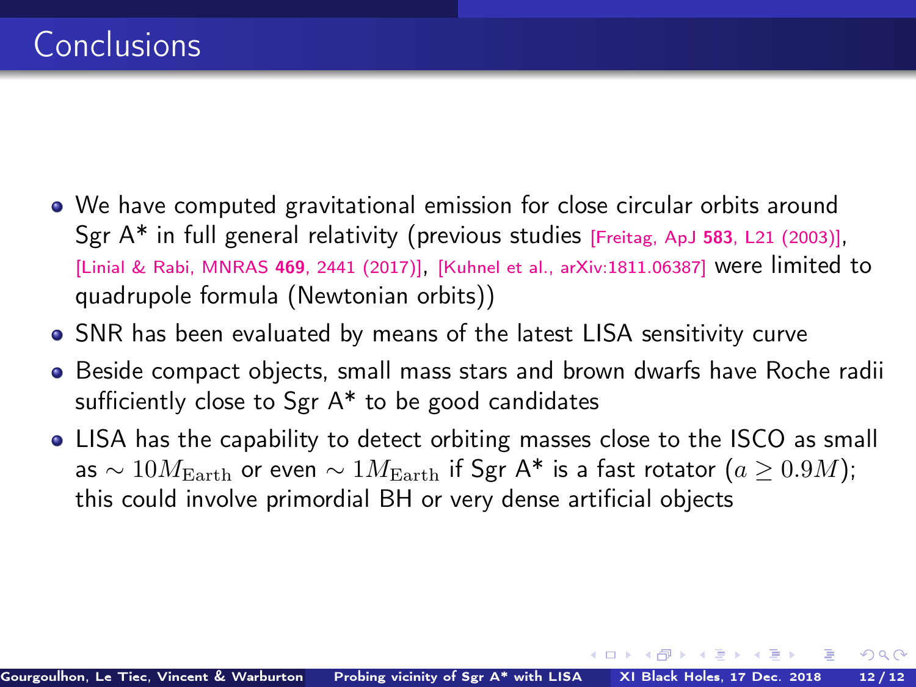# Conclusions

- We have computed gravitational emission for close circular orbits around Sgr A* in full general relativity (previous studies [Freitag, ApJ **583**, L21 (2003)], [Linial & Rabi, MNRAS **469**, 2441 (2017)], [Kuhnel et al., arXiv:1811.06387] were limited to quadrupole formula (Newtonian orbits))
- SNR has been evaluated by means of the latest LISA sensitivity curve
- Beside compact objects, small mass stars and brown dwarfs have Roche radii sufficiently close to Sgr A* to be good candidates
- LISA has the capability to detect orbiting masses close to the ISCO as small as $\sim 10 M_{\rm Earth}$ or even $\sim 1 M_{\rm Earth}$ if Sgr A* is a fast rotator ($a \geq 0.9M$); this could involve primordial BH or very dense artificial objects